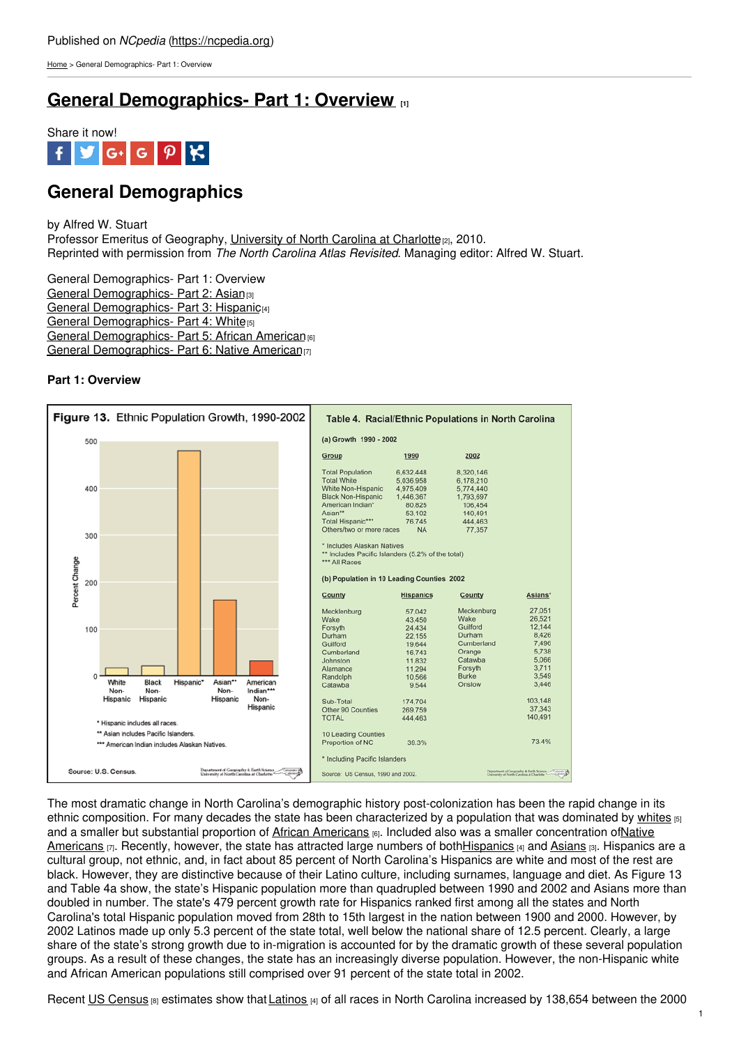Published on *NCpedia* (https://ncpedia.org)

Home > General Demographics- Part 1: Overview

# General Demographics- Part 1: Overview [1]

Share it now!

## General Demographics

by Alfred W. Stuart
Professor Emeritus of Geography, University of North Carolina at Charlotte [2], 2010.
Reprinted with permission from *The North Carolina Atlas Revisited*. Managing editor: Alfred W. Stuart.

General Demographics- Part 1: Overview
General Demographics- Part 2: Asian [3]
General Demographics- Part 3: Hispanic [4]
General Demographics- Part 4: White [5]
General Demographics- Part 5: African American [6]
General Demographics- Part 6: Native American [7]

**Part 1: Overview**

**Figure 13.** Ethnic Population Growth, 1990-2002

| Group | Percent Change (approx.) |
|---|---|
| White Non-Hispanic | |
| Black Non-Hispanic | |
| Hispanic* | |
| Asian** Non-Hispanic | |
| American Indian*** Non-Hispanic | |

\* Hispanic includes all races.
\*\* Asian includes Pacific Islanders.
\*\*\* American Indian includes Alaskan Natives.

Source: U.S. Census.

**Table 4. Racial/Ethnic Populations in North Carolina**

(a) Growth 1990 - 2002

| Group | 1990 | 2002 |
|---|---|---|
| Total Population | 6,632,448 | 8,320,146 |
| Total White | 5,036,958 | 6,178,210 |
| White Non-Hispanic | 4,975,409 | 5,774,440 |
| Black Non-Hispanic | 1,446,367 | 1,793,697 |
| American Indian* | 80,825 | 106,454 |
| Asian** | 53,102 | 140,491 |
| Total Hispanic*** | 76,745 | 444,463 |
| Others/two or more races | NA | 77,357 |

\* Includes Alaskan Natives
\*\* Includes Pacific Islanders (5.2% of the total)
\*\*\* All Races

(b) Population in 10 Leading Counties 2002

| County | Hispanics | County | Asians* |
|---|---|---|---|
| Mecklenburg | 57,042 | Meckenburg | 27,051 |
| Wake | 43,450 | Wake | 26,521 |
| Forsyth | 24,434 | Guilford | 12,144 |
| Durham | 22,155 | Durham | 8,426 |
| Guilford | 19,644 | Cumberland | 7,490 |
| Cumberland | 16,743 | Orange | 5,738 |
| Johnston | 11,832 | Catawba | 5,066 |
| Alamance | 11,294 | Forsyth | 3,711 |
| Randolph | 10,566 | Burke | 3,549 |
| Catawba | 9,544 | Onslow | 3,446 |
| Sub-Total | 174,704 | | 103,148 |
| Other 90 Counties | 269,759 | | 37,343 |
| TOTAL | 444,463 | | 140,491 |
| 10 Leading Counties Proportion of NC | 39.3% | | 73.4% |

\* Including Pacific Islanders

Source: US Census, 1990 and 2002.

The most dramatic change in North Carolina's demographic history post-colonization has been the rapid change in its ethnic composition. For many decades the state has been characterized by a population that was dominated by whites [5] and a smaller but substantial proportion of African Americans [6]. Included also was a smaller concentration of Native Americans [7]. Recently, however, the state has attracted large numbers of both Hispanics [4] and Asians [3]. Hispanics are a cultural group, not ethnic, and, in fact about 85 percent of North Carolina's Hispanics are white and most of the rest are black. However, they are distinctive because of their Latino culture, including surnames, language and diet. As Figure 13 and Table 4a show, the state's Hispanic population more than quadrupled between 1990 and 2002 and Asians more than doubled in number. The state's 479 percent growth rate for Hispanics ranked first among all the states and North Carolina's total Hispanic population moved from 28th to 15th largest in the nation between 1900 and 2000. However, by 2002 Latinos made up only 5.3 percent of the state total, well below the national share of 12.5 percent. Clearly, a large share of the state's strong growth due to in-migration is accounted for by the dramatic growth of these several population groups. As a result of these changes, the state has an increasingly diverse population. However, the non-Hispanic white and African American populations still comprised over 91 percent of the state total in 2002.

Recent US Census [8] estimates show that Latinos [4] of all races in North Carolina increased by 138,654 between the 2000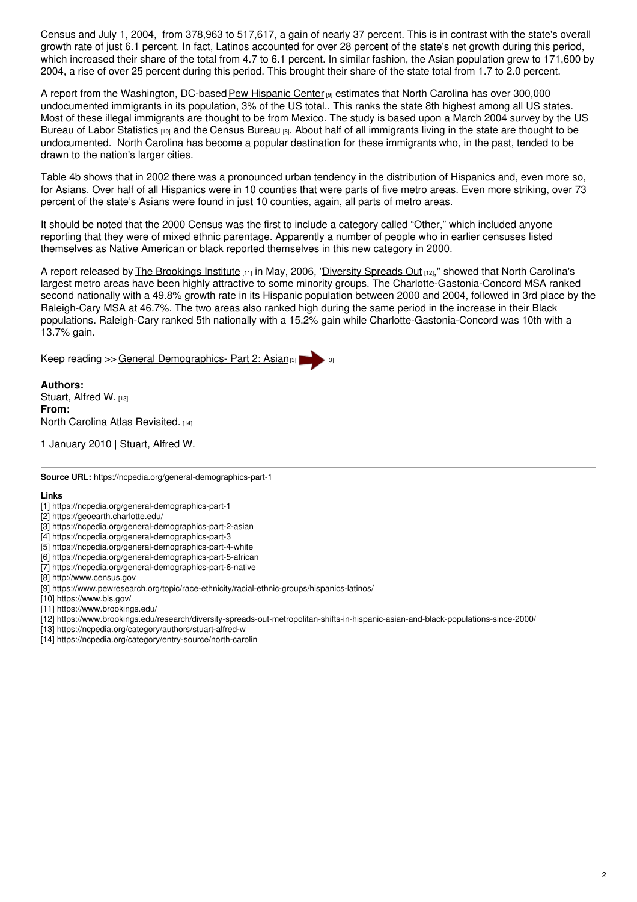Census and July 1, 2004, from 378,963 to 517,617, a gain of nearly 37 percent. This is in contrast with the state's overall growth rate of just 6.1 percent. In fact, Latinos accounted for over 28 percent of the state's net growth during this period, which increased their share of the total from 4.7 to 6.1 percent. In similar fashion, the Asian population grew to 171,600 by 2004, a rise of over 25 percent during this period. This brought their share of the state total from 1.7 to 2.0 percent.

A report from the Washington, DC-based Pew Hispanic Center [9] estimates that North Carolina has over 300,000 undocumented immigrants in its population, 3% of the US total.. This ranks the state 8th highest among all US states. Most of these illegal immigrants are thought to be from Mexico. The study is based upon a March 2004 survey by the US Bureau of Labor Statistics [10] and the Census Bureau [8]. About half of all immigrants living in the state are thought to be undocumented. North Carolina has become a popular destination for these immigrants who, in the past, tended to be drawn to the nation's larger cities.

Table 4b shows that in 2002 there was a pronounced urban tendency in the distribution of Hispanics and, even more so, for Asians. Over half of all Hispanics were in 10 counties that were parts of five metro areas. Even more striking, over 73 percent of the state's Asians were found in just 10 counties, again, all parts of metro areas.

It should be noted that the 2000 Census was the first to include a category called “Other,” which included anyone reporting that they were of mixed ethnic parentage. Apparently a number of people who in earlier censuses listed themselves as Native American or black reported themselves in this new category in 2000.

A report released by The Brookings Institute [11] in May, 2006, "Diversity Spreads Out [12]," showed that North Carolina's largest metro areas have been highly attractive to some minority groups. The Charlotte-Gastonia-Concord MSA ranked second nationally with a 49.8% growth rate in its Hispanic population between 2000 and 2004, followed in 3rd place by the Raleigh-Cary MSA at 46.7%. The two areas also ranked high during the same period in the increase in their Black populations. Raleigh-Cary ranked 5th nationally with a 15.2% gain while Charlotte-Gastonia-Concord was 10th with a 13.7% gain.

Keep reading >> General Demographics- Part 2: Asian [3] [3]

**Authors:**
Stuart, Alfred W. [13]
**From:**
North Carolina Atlas Revisited. [14]

1 January 2010 | Stuart, Alfred W.

**Source URL:** https://ncpedia.org/general-demographics-part-1

**Links**
[1] https://ncpedia.org/general-demographics-part-1
[2] https://geoearth.charlotte.edu/
[3] https://ncpedia.org/general-demographics-part-2-asian
[4] https://ncpedia.org/general-demographics-part-3
[5] https://ncpedia.org/general-demographics-part-4-white
[6] https://ncpedia.org/general-demographics-part-5-african
[7] https://ncpedia.org/general-demographics-part-6-native
[8] http://www.census.gov
[9] https://www.pewresearch.org/topic/race-ethnicity/racial-ethnic-groups/hispanics-latinos/
[10] https://www.bls.gov/
[11] https://www.brookings.edu/
[12] https://www.brookings.edu/research/diversity-spreads-out-metropolitan-shifts-in-hispanic-asian-and-black-populations-since-2000/
[13] https://ncpedia.org/category/authors/stuart-alfred-w
[14] https://ncpedia.org/category/entry-source/north-carolin